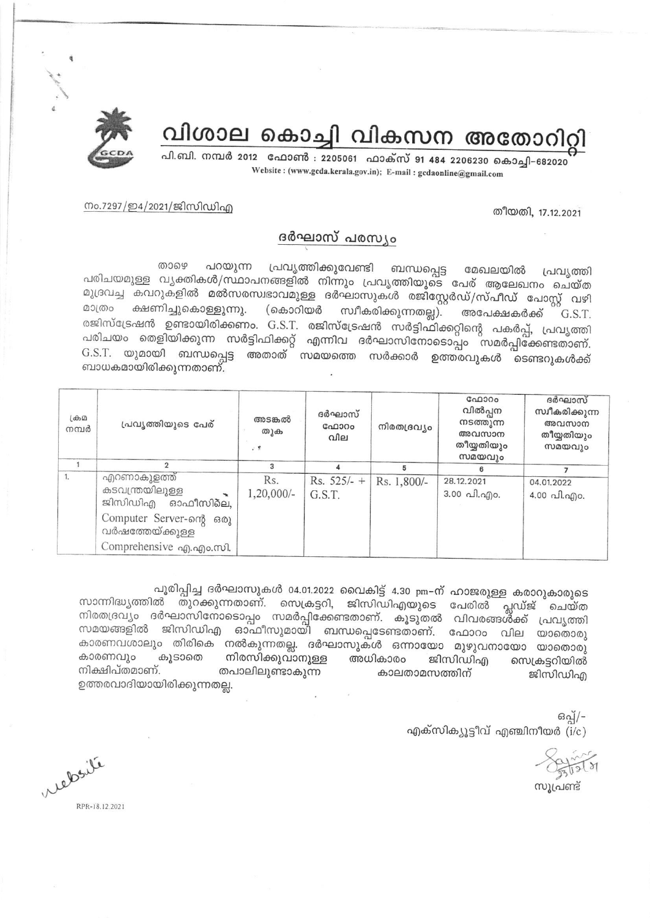# വിശാല കൊച്ചി വികസന അതോറിറ്റി

പി.ബി. നമ്പർ 2012 ഫോൺ : 2205061 ഫാക്സ് 91 484 2206230 കൊച്ചി-682020

Website : (www.gcda.kerala.gov.in); E-mail : gcdaonline@gmail.com

നം.7297/ഇ4/2021/ജിസിഡിഎ

തീയതി, 17.12.2021

## ദർഘാസ് പരസ്യം

താഴെ പറയുന്ന പ്രവൃത്തിക്കുവേണ്ടി ബന്ധപ്പെട്ട മേഖലയിൽ പ്രവൃത്തി പരിചയമുള്ള വ്യക്തികൾ/സ്ഥാപനങ്ങളിൽ നിന്നും പ്രവൃത്തിയുടെ പേര് ആലേഖനം ചെയ്ത മുദ്രവച്ച കവറുകളിൽ മൽസരസ്വഭാവമുള്ള ദർഘാസുകൾ രജിസ്റ്റേർഡ്/സ്പീഡ് പോസ്റ്റ് വഴി മാത്രം ക്ഷണിച്ചുകൊള്ളുന്നു. (കൊറിയർ സ്വീകരിക്കുന്നതല്ല). അപേക്ഷകർക്ക് G.S.T. രജിസ്ട്രേഷൻ ഉണ്ടായിരിക്കണം. G.S.T. രജിസ്ട്രേഷൻ സർട്ടിഫിക്കറ്റിന്റെ പകർപ്പ്, പ്രവൃത്തി പരിചയം തെളിയിക്കുന്ന സർട്ടിഫിക്കറ്റ് എന്നിവ ദർഘാസിനോടൊപ്പം സമർപ്പിക്കേണ്ടതാണ്. G.S.T. യുമായി ബന്ധപ്പെട്ട അതാത് സമയത്തെ സർക്കാർ ഉത്തരവുകൾ ടെണ്ടറുകൾക്ക് ബാധകമായിരിക്കുന്നതാണ്.

| ക്രമ നമ്പർ | പ്രവൃത്തിയുടെ പേര് | അടങ്കൽ തുക | ദർഘാസ് ഫോറം വില | നിരതദ്രവ്യം | ഫോറം വിൽപ്പന നടത്തുന്ന അവസാന തീയ്യതിയും സമയവും | ദർഘാസ് സ്വീകരിക്കുന്ന അവസാന തീയ്യതിയും സമയവും |
|---|---|---|---|---|---|---|
| 1 | 2 | 3 | 4 | 5 | 6 | 7 |
| 1. | എറണാകുളത്ത് കടവന്ത്രയിലുള്ള ജിസിഡിഎ ഓഫീസിലെ, Computer Server-ന്റെ ഒരു വർഷത്തേയ്ക്കുള്ള Comprehensive എ.എം.സി. | Rs. 1,20,000/- | Rs. 525/- + G.S.T. | Rs. 1,800/- | 28.12.2021 3.00 പി.എം. | 04.01.2022 4.00 പി.എം. |

പൂരിപ്പിച്ച ദർഘാസുകൾ 04.01.2022 വൈകിട്ട് 4.30 pm-ന് ഹാജരുള്ള കരാറുകാരുടെ സാന്നിദ്ധ്യത്തിൽ തുറക്കുന്നതാണ്. സെക്രട്ടറി, ജിസിഡിഎയുടെ പേരിൽ പ്ലഡ്ജ് ചെയ്ത നിരതദ്രവ്യം ദർഘാസിനോടൊപ്പം സമർപ്പിക്കേണ്ടതാണ്. കൂടുതൽ വിവരങ്ങൾക്ക് പ്രവൃത്തി സമയങ്ങളിൽ ജിസിഡിഎ ഓഫീസുമായി ബന്ധപ്പെടേണ്ടതാണ്. ഫോറം വില യാതൊരു കാരണവശാലും തിരികെ നൽകുന്നതല്ല. ദർഘാസുകൾ ഒന്നായോ മുഴുവനായോ യാതൊരു കാരണവും കൂടാതെ നിരസിക്കുവാനുള്ള അധികാരം ജിസിഡിഎ സെക്രട്ടറിയിൽ നിക്ഷിപ്തമാണ്. തപാലിലുണ്ടാകുന്ന കാലതാമസത്തിന് ജിസിഡിഎ ഉത്തരവാദിയായിരിക്കുന്നതല്ല.

ഒപ്പ്/-

എക്സിക്യൂട്ടീവ് എഞ്ചിനീയർ (i/c)

സൂപ്രണ്ട്

website

RPR-18.12.2021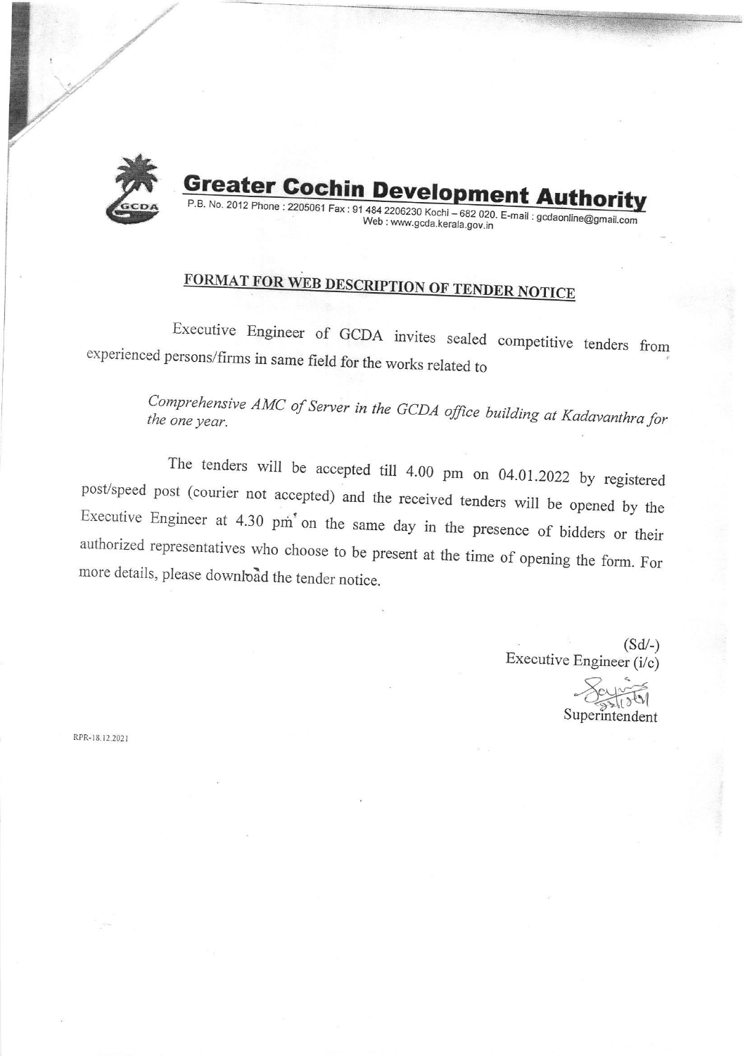# Greater Cochin Development Authority

P.B. No. 2012 Phone : 2205061 Fax : 91 484 2206230 Kochi – 682 020. E-mail : gcdaonline@gmail.com
Web : www.gcda.kerala.gov.in

## FORMAT FOR WEB DESCRIPTION OF TENDER NOTICE

Executive Engineer of GCDA invites sealed competitive tenders from experienced persons/firms in same field for the works related to

*Comprehensive AMC of Server in the GCDA office building at Kadavanthra for the one year.*

The tenders will be accepted till 4.00 pm on 04.01.2022 by registered post/speed post (courier not accepted) and the received tenders will be opened by the Executive Engineer at 4.30 pm on the same day in the presence of bidders or their authorized representatives who choose to be present at the time of opening the form. For more details, please download the tender notice.

(Sd/-)
Executive Engineer (i/c)

Superintendent

RPR-18.12.2021